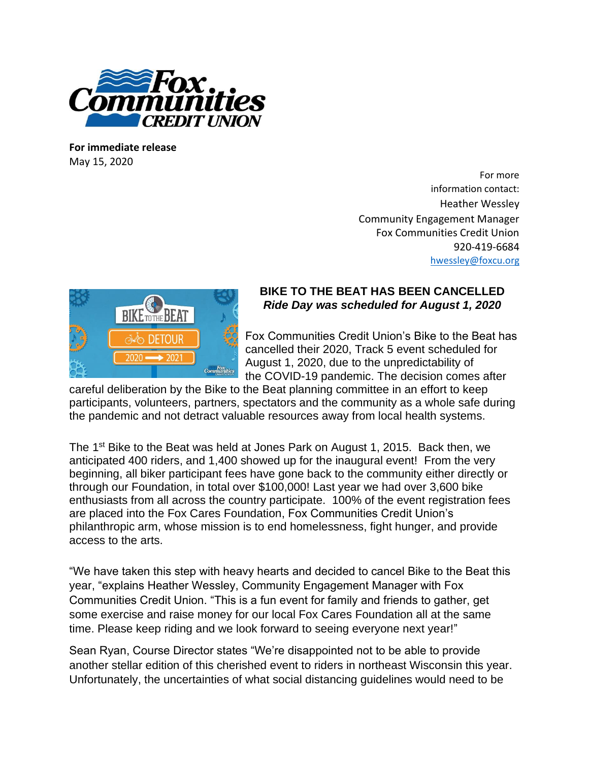**For immediate release**
May 15, 2020

For more information contact:
Heather Wessley
Community Engagement Manager
Fox Communities Credit Union
920-419-6684
hwessley@foxcu.org

**BIKE TO THE BEAT HAS BEEN CANCELLED**
***Ride Day was scheduled for August 1, 2020***

Fox Communities Credit Union's Bike to the Beat has cancelled their 2020, Track 5 event scheduled for August 1, 2020, due to the unpredictability of the COVID-19 pandemic. The decision comes after careful deliberation by the Bike to the Beat planning committee in an effort to keep participants, volunteers, partners, spectators and the community as a whole safe during the pandemic and not detract valuable resources away from local health systems.

The 1st Bike to the Beat was held at Jones Park on August 1, 2015. Back then, we anticipated 400 riders, and 1,400 showed up for the inaugural event! From the very beginning, all biker participant fees have gone back to the community either directly or through our Foundation, in total over $100,000! Last year we had over 3,600 bike enthusiasts from all across the country participate. 100% of the event registration fees are placed into the Fox Cares Foundation, Fox Communities Credit Union's philanthropic arm, whose mission is to end homelessness, fight hunger, and provide access to the arts.

"We have taken this step with heavy hearts and decided to cancel Bike to the Beat this year, "explains Heather Wessley, Community Engagement Manager with Fox Communities Credit Union. "This is a fun event for family and friends to gather, get some exercise and raise money for our local Fox Cares Foundation all at the same time. Please keep riding and we look forward to seeing everyone next year!"

Sean Ryan, Course Director states "We're disappointed not to be able to provide another stellar edition of this cherished event to riders in northeast Wisconsin this year. Unfortunately, the uncertainties of what social distancing guidelines would need to be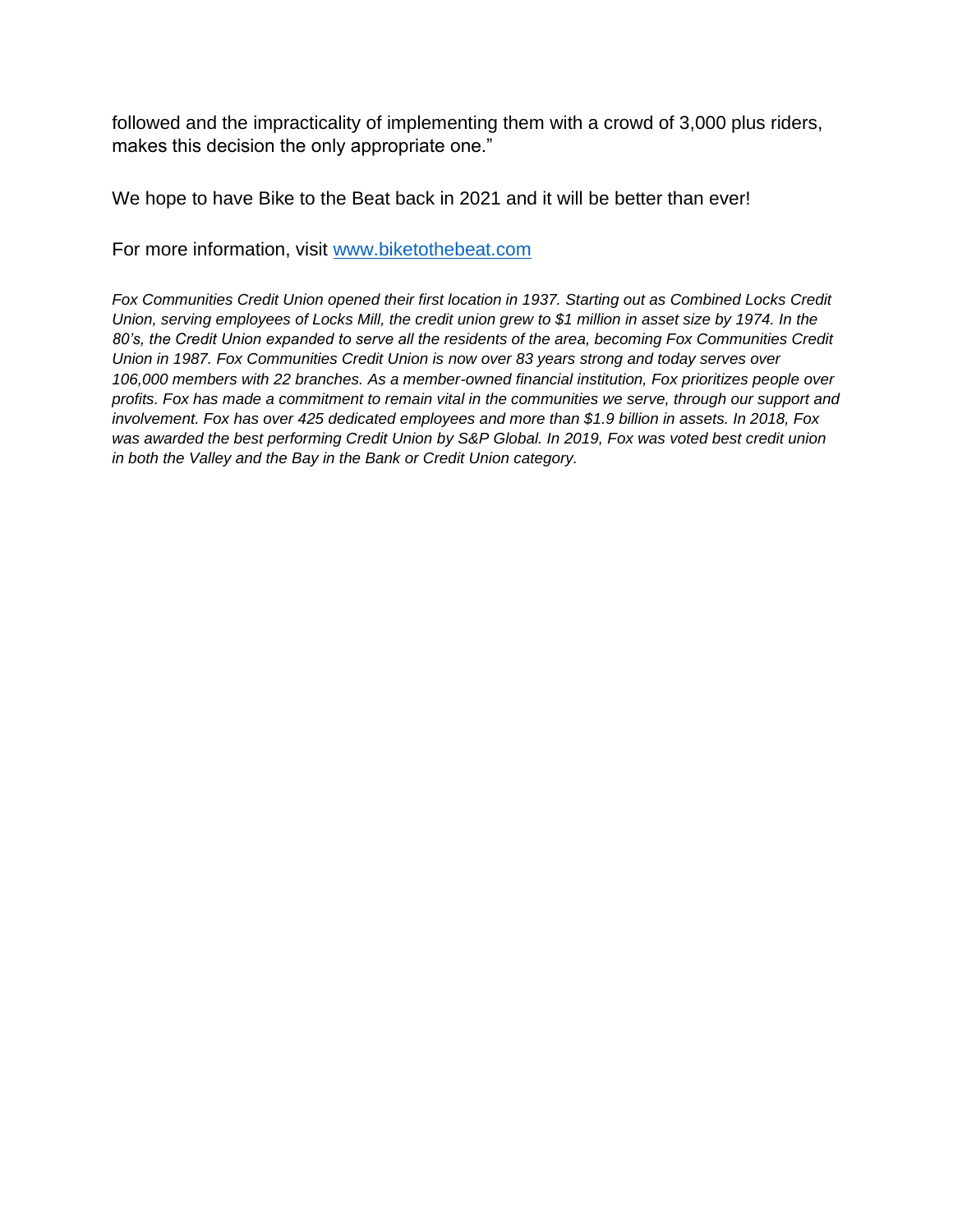followed and the impracticality of implementing them with a crowd of 3,000 plus riders, makes this decision the only appropriate one."

We hope to have Bike to the Beat back in 2021 and it will be better than ever!

For more information, visit [www.biketothebeat.com](http://www.biketothebeat.com)

*Fox Communities Credit Union opened their first location in 1937. Starting out as Combined Locks Credit Union, serving employees of Locks Mill, the credit union grew to $1 million in asset size by 1974. In the 80's, the Credit Union expanded to serve all the residents of the area, becoming Fox Communities Credit Union in 1987. Fox Communities Credit Union is now over 83 years strong and today serves over 106,000 members with 22 branches. As a member-owned financial institution, Fox prioritizes people over profits. Fox has made a commitment to remain vital in the communities we serve, through our support and involvement. Fox has over 425 dedicated employees and more than $1.9 billion in assets. In 2018, Fox was awarded the best performing Credit Union by S&P Global. In 2019, Fox was voted best credit union in both the Valley and the Bay in the Bank or Credit Union category.*